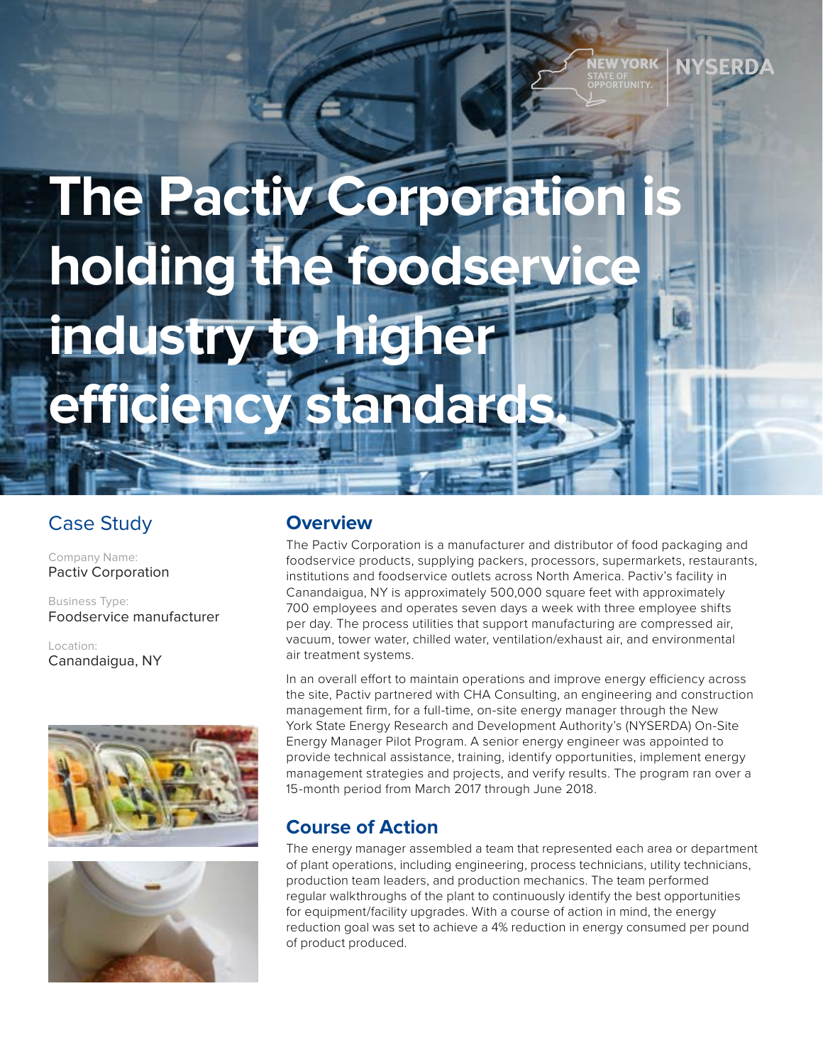# The Pactiv Corporation is holding the foodservice industry to higher efficiency standards.

## Case Study

Company Name:
Pactiv Corporation

Business Type:
Foodservice manufacturer

Location:
Canandaigua, NY

## Overview

The Pactiv Corporation is a manufacturer and distributor of food packaging and foodservice products, supplying packers, processors, supermarkets, restaurants, institutions and foodservice outlets across North America. Pactiv's facility in Canandaigua, NY is approximately 500,000 square feet with approximately 700 employees and operates seven days a week with three employee shifts per day. The process utilities that support manufacturing are compressed air, vacuum, tower water, chilled water, ventilation/exhaust air, and environmental air treatment systems.

In an overall effort to maintain operations and improve energy efficiency across the site, Pactiv partnered with CHA Consulting, an engineering and construction management firm, for a full-time, on-site energy manager through the New York State Energy Research and Development Authority's (NYSERDA) On-Site Energy Manager Pilot Program. A senior energy engineer was appointed to provide technical assistance, training, identify opportunities, implement energy management strategies and projects, and verify results. The program ran over a 15-month period from March 2017 through June 2018.

## Course of Action

The energy manager assembled a team that represented each area or department of plant operations, including engineering, process technicians, utility technicians, production team leaders, and production mechanics. The team performed regular walkthroughs of the plant to continuously identify the best opportunities for equipment/facility upgrades. With a course of action in mind, the energy reduction goal was set to achieve a 4% reduction in energy consumed per pound of product produced.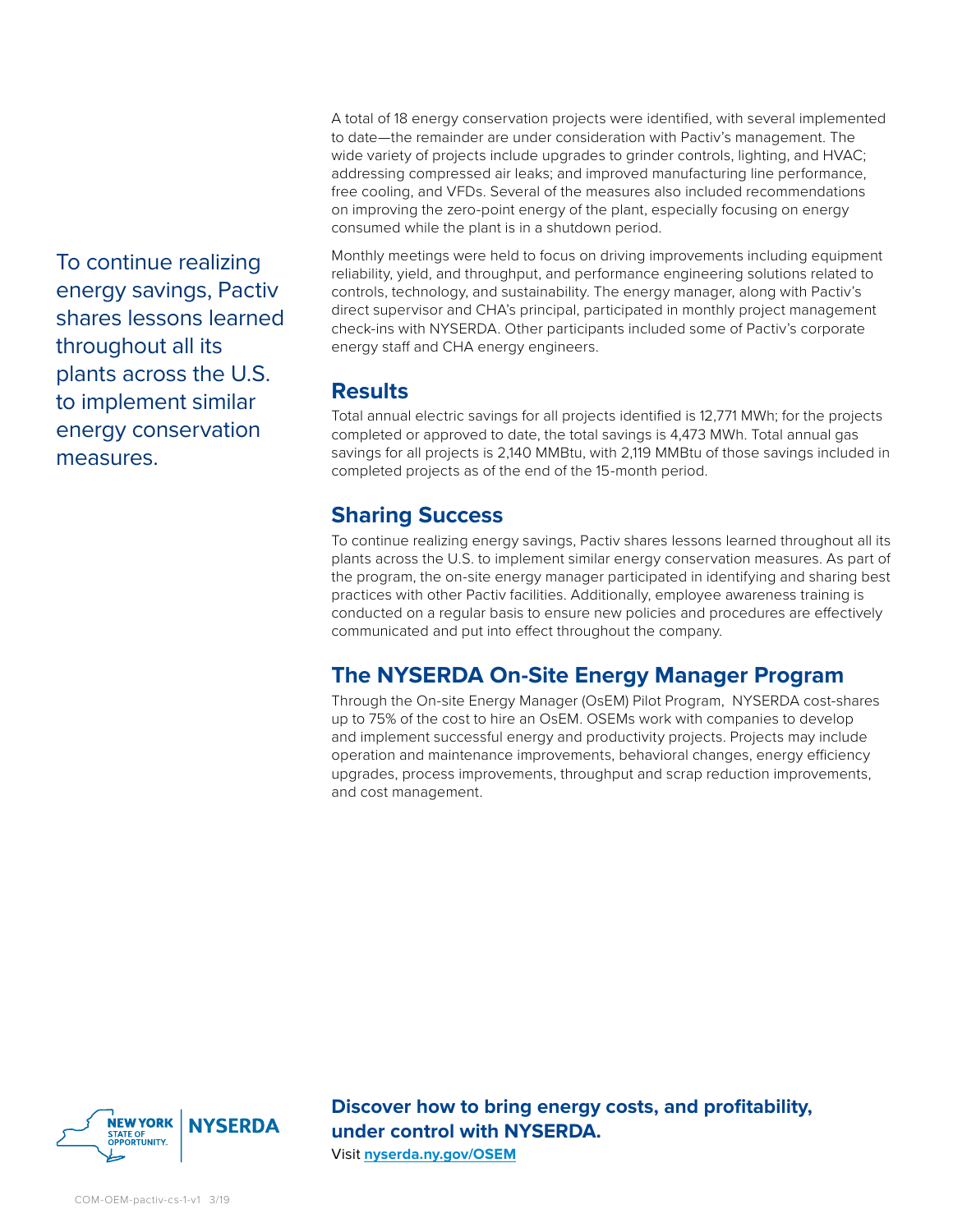To continue realizing energy savings, Pactiv shares lessons learned throughout all its plants across the U.S. to implement similar energy conservation measures.

A total of 18 energy conservation projects were identified, with several implemented to date—the remainder are under consideration with Pactiv's management. The wide variety of projects include upgrades to grinder controls, lighting, and HVAC; addressing compressed air leaks; and improved manufacturing line performance, free cooling, and VFDs. Several of the measures also included recommendations on improving the zero-point energy of the plant, especially focusing on energy consumed while the plant is in a shutdown period.

Monthly meetings were held to focus on driving improvements including equipment reliability, yield, and throughput, and performance engineering solutions related to controls, technology, and sustainability. The energy manager, along with Pactiv's direct supervisor and CHA's principal, participated in monthly project management check-ins with NYSERDA. Other participants included some of Pactiv's corporate energy staff and CHA energy engineers.

## Results

Total annual electric savings for all projects identified is 12,771 MWh; for the projects completed or approved to date, the total savings is 4,473 MWh. Total annual gas savings for all projects is 2,140 MMBtu, with 2,119 MMBtu of those savings included in completed projects as of the end of the 15-month period.

## Sharing Success

To continue realizing energy savings, Pactiv shares lessons learned throughout all its plants across the U.S. to implement similar energy conservation measures. As part of the program, the on-site energy manager participated in identifying and sharing best practices with other Pactiv facilities. Additionally, employee awareness training is conducted on a regular basis to ensure new policies and procedures are effectively communicated and put into effect throughout the company.

## The NYSERDA On-Site Energy Manager Program

Through the On-site Energy Manager (OsEM) Pilot Program, NYSERDA cost-shares up to 75% of the cost to hire an OsEM. OSEMs work with companies to develop and implement successful energy and productivity projects. Projects may include operation and maintenance improvements, behavioral changes, energy efficiency upgrades, process improvements, throughput and scrap reduction improvements, and cost management.

NEW YORK STATE OF OPPORTUNITY. | NYSERDA

**Discover how to bring energy costs, and profitability, under control with NYSERDA.**

Visit **nyserda.ny.gov/OSEM**

COM-OEM-pactiv-cs-1-v1 3/19